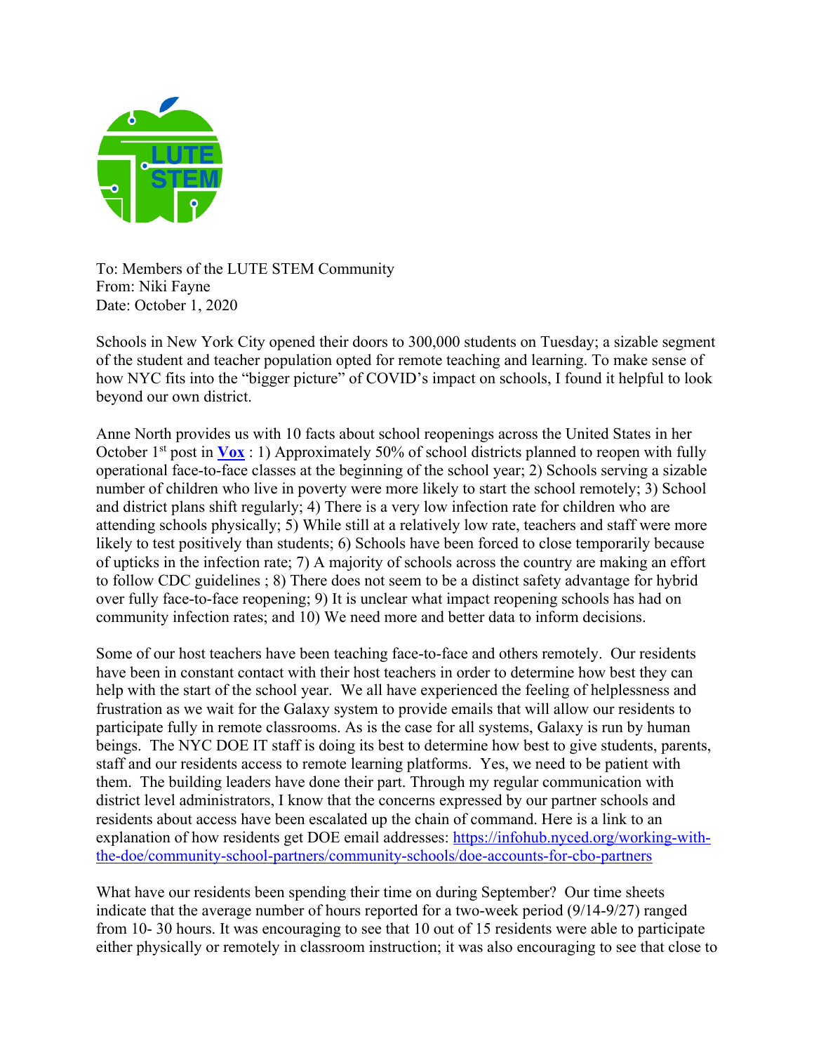To: Members of the LUTE STEM Community
From: Niki Fayne
Date: October 1, 2020

Schools in New York City opened their doors to 300,000 students on Tuesday; a sizable segment of the student and teacher population opted for remote teaching and learning. To make sense of how NYC fits into the "bigger picture" of COVID's impact on schools, I found it helpful to look beyond our own district.

Anne North provides us with 10 facts about school reopenings across the United States in her October 1st post in **Vox** : 1) Approximately 50% of school districts planned to reopen with fully operational face-to-face classes at the beginning of the school year; 2) Schools serving a sizable number of children who live in poverty were more likely to start the school remotely; 3) School and district plans shift regularly; 4) There is a very low infection rate for children who are attending schools physically; 5) While still at a relatively low rate, teachers and staff were more likely to test positively than students; 6) Schools have been forced to close temporarily because of upticks in the infection rate; 7) A majority of schools across the country are making an effort to follow CDC guidelines ; 8) There does not seem to be a distinct safety advantage for hybrid over fully face-to-face reopening; 9) It is unclear what impact reopening schools has had on community infection rates; and 10) We need more and better data to inform decisions.

Some of our host teachers have been teaching face-to-face and others remotely. Our residents have been in constant contact with their host teachers in order to determine how best they can help with the start of the school year. We all have experienced the feeling of helplessness and frustration as we wait for the Galaxy system to provide emails that will allow our residents to participate fully in remote classrooms. As is the case for all systems, Galaxy is run by human beings. The NYC DOE IT staff is doing its best to determine how best to give students, parents, staff and our residents access to remote learning platforms. Yes, we need to be patient with them. The building leaders have done their part. Through my regular communication with district level administrators, I know that the concerns expressed by our partner schools and residents about access have been escalated up the chain of command. Here is a link to an explanation of how residents get DOE email addresses: https://infohub.nyced.org/working-with-the-doe/community-school-partners/community-schools/doe-accounts-for-cbo-partners

What have our residents been spending their time on during September? Our time sheets indicate that the average number of hours reported for a two-week period (9/14-9/27) ranged from 10- 30 hours. It was encouraging to see that 10 out of 15 residents were able to participate either physically or remotely in classroom instruction; it was also encouraging to see that close to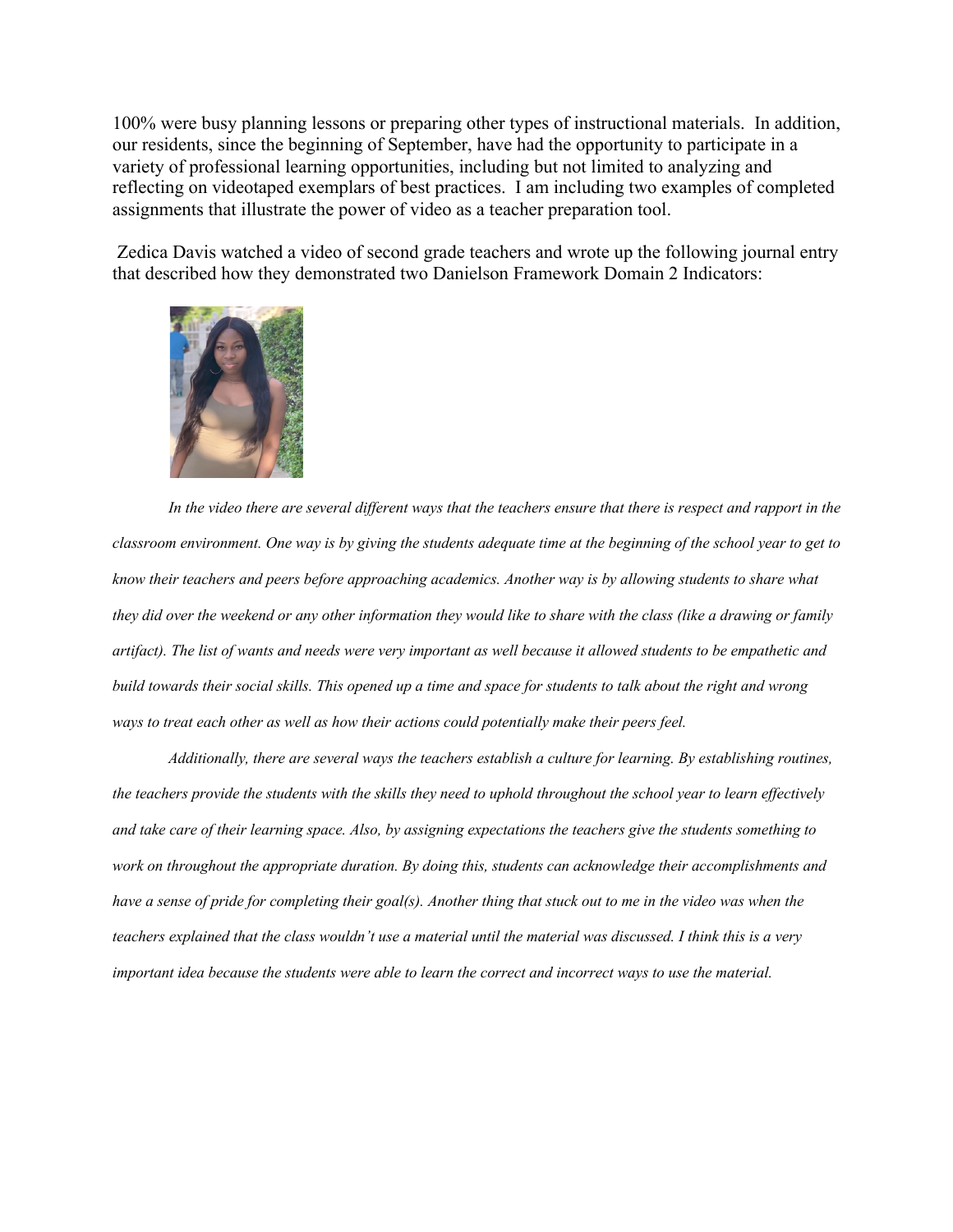100% were busy planning lessons or preparing other types of instructional materials. In addition, our residents, since the beginning of September, have had the opportunity to participate in a variety of professional learning opportunities, including but not limited to analyzing and reflecting on videotaped exemplars of best practices. I am including two examples of completed assignments that illustrate the power of video as a teacher preparation tool.

Zedica Davis watched a video of second grade teachers and wrote up the following journal entry that described how they demonstrated two Danielson Framework Domain 2 Indicators:

*In the video there are several different ways that the teachers ensure that there is respect and rapport in the classroom environment. One way is by giving the students adequate time at the beginning of the school year to get to know their teachers and peers before approaching academics. Another way is by allowing students to share what they did over the weekend or any other information they would like to share with the class (like a drawing or family artifact). The list of wants and needs were very important as well because it allowed students to be empathetic and build towards their social skills. This opened up a time and space for students to talk about the right and wrong ways to treat each other as well as how their actions could potentially make their peers feel.*

*Additionally, there are several ways the teachers establish a culture for learning. By establishing routines, the teachers provide the students with the skills they need to uphold throughout the school year to learn effectively and take care of their learning space. Also, by assigning expectations the teachers give the students something to work on throughout the appropriate duration. By doing this, students can acknowledge their accomplishments and have a sense of pride for completing their goal(s). Another thing that stuck out to me in the video was when the teachers explained that the class wouldn't use a material until the material was discussed. I think this is a very important idea because the students were able to learn the correct and incorrect ways to use the material.*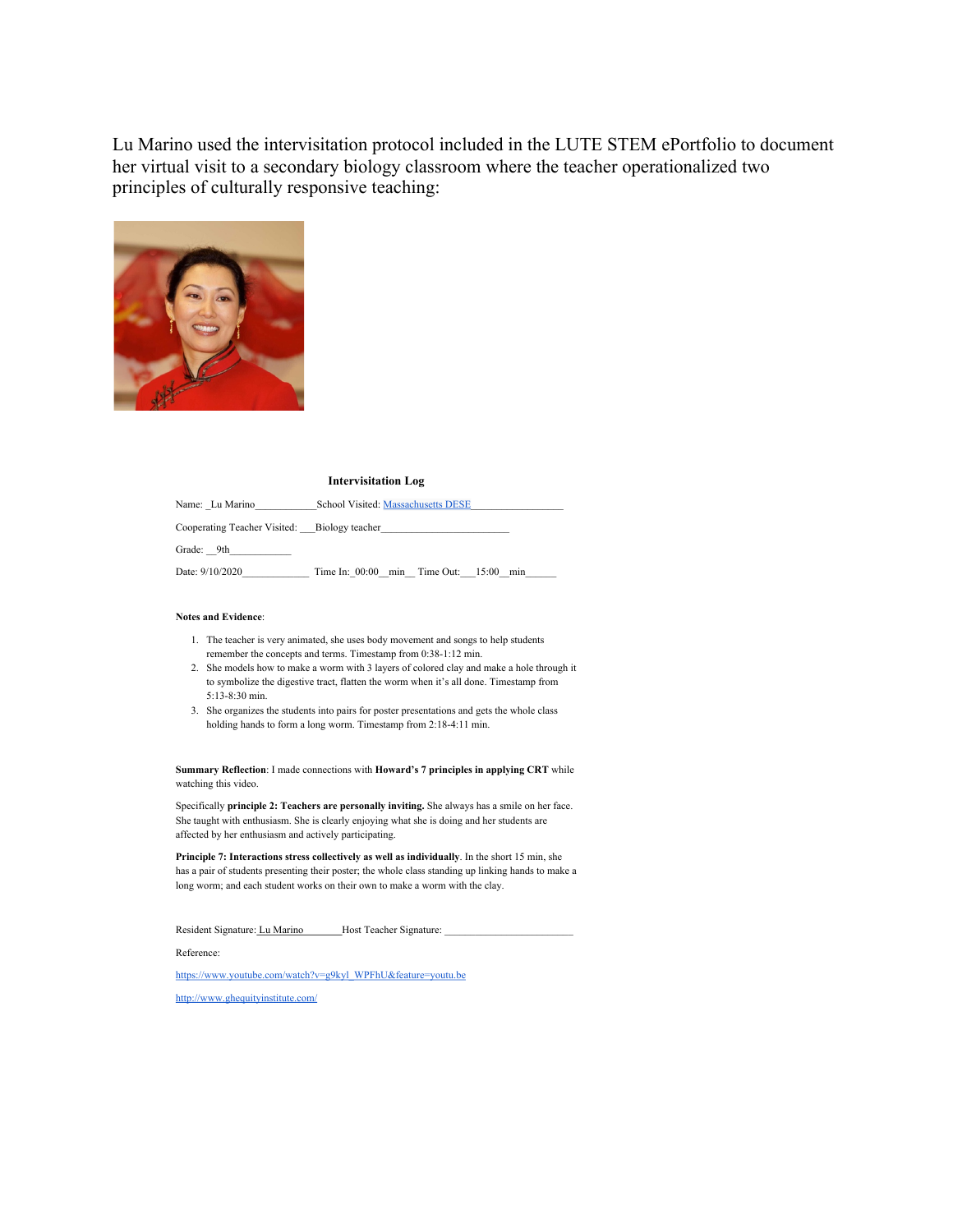Lu Marino used the intervisitation protocol included in the LUTE STEM ePortfolio to document her virtual visit to a secondary biology classroom where the teacher operationalized two principles of culturally responsive teaching:

**Intervisitation Log**

Name: _Lu Marino___________School Visited: Massachusetts DESE_________________

Cooperating Teacher Visited: ___Biology teacher________________________

Grade: __9th___________

Date: 9/10/2020_____________ Time In:_00:00__min__ Time Out:___15:00__min______

**Notes and Evidence**:

1. The teacher is very animated, she uses body movement and songs to help students remember the concepts and terms. Timestamp from 0:38-1:12 min.
2. She models how to make a worm with 3 layers of colored clay and make a hole through it to symbolize the digestive tract, flatten the worm when it's all done. Timestamp from 5:13-8:30 min.
3. She organizes the students into pairs for poster presentations and gets the whole class holding hands to form a long worm. Timestamp from 2:18-4:11 min.

**Summary Reflection**: I made connections with **Howard's 7 principles in applying CRT** while watching this video.

Specifically **principle 2: Teachers are personally inviting.** She always has a smile on her face. She taught with enthusiasm. She is clearly enjoying what she is doing and her students are affected by her enthusiasm and actively participating.

**Principle 7: Interactions stress collectively as well as individually**. In the short 15 min, she has a pair of students presenting their poster; the whole class standing up linking hands to make a long worm; and each student works on their own to make a worm with the clay.

Resident Signature: Lu Marino_______Host Teacher Signature: ________________________

Reference:

https://www.youtube.com/watch?v=g9kyl_WPFhU&feature=youtu.be

http://www.ghequityinstitute.com/